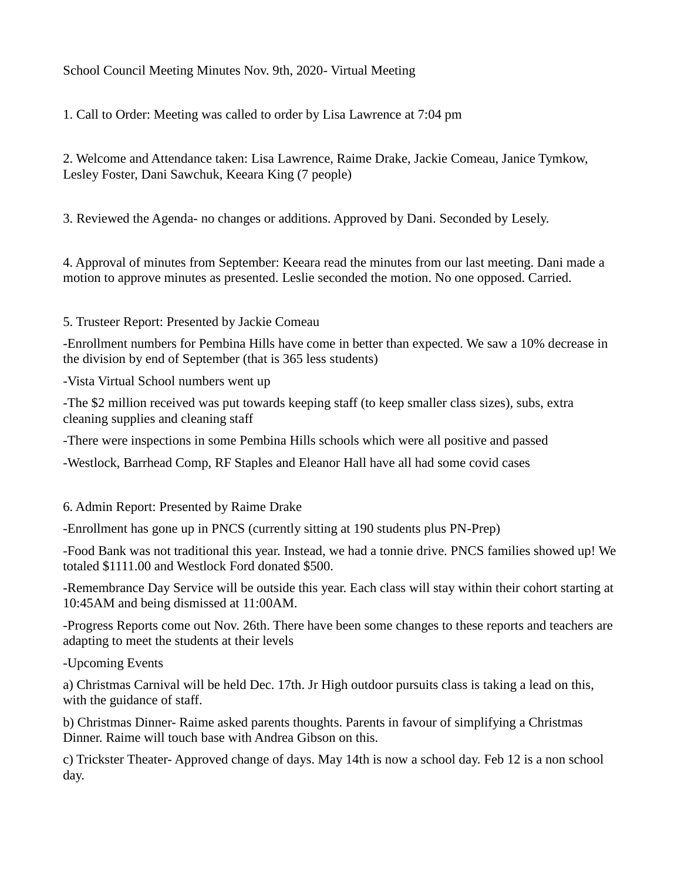School Council Meeting Minutes Nov. 9th, 2020- Virtual Meeting

1. Call to Order: Meeting was called to order by Lisa Lawrence at 7:04 pm

2. Welcome and Attendance taken: Lisa Lawrence, Raime Drake, Jackie Comeau, Janice Tymkow, Lesley Foster, Dani Sawchuk, Keeara King (7 people)

3. Reviewed the Agenda- no changes or additions. Approved by Dani. Seconded by Lesely.

4. Approval of minutes from September: Keeara read the minutes from our last meeting. Dani made a motion to approve minutes as presented. Leslie seconded the motion. No one opposed. Carried.

5. Trusteer Report: Presented by Jackie Comeau

-Enrollment numbers for Pembina Hills have come in better than expected. We saw a 10% decrease in the division by end of September (that is 365 less students)

-Vista Virtual School numbers went up

-The $2 million received was put towards keeping staff (to keep smaller class sizes), subs, extra cleaning supplies and cleaning staff

-There were inspections in some Pembina Hills schools which were all positive and passed

-Westlock, Barrhead Comp, RF Staples and Eleanor Hall have all had some covid cases

6. Admin Report: Presented by Raime Drake

-Enrollment has gone up in PNCS (currently sitting at 190 students plus PN-Prep)

-Food Bank was not traditional this year. Instead, we had a tonnie drive. PNCS families showed up! We totaled $1111.00 and Westlock Ford donated $500.

-Remembrance Day Service will be outside this year. Each class will stay within their cohort starting at 10:45AM and being dismissed at 11:00AM.

-Progress Reports come out Nov. 26th. There have been some changes to these reports and teachers are adapting to meet the students at their levels

-Upcoming Events

a) Christmas Carnival will be held Dec. 17th. Jr High outdoor pursuits class is taking a lead on this, with the guidance of staff.

b) Christmas Dinner- Raime asked parents thoughts. Parents in favour of simplifying a Christmas Dinner. Raime will touch base with Andrea Gibson on this.

c) Trickster Theater- Approved change of days. May 14th is now a school day. Feb 12 is a non school day.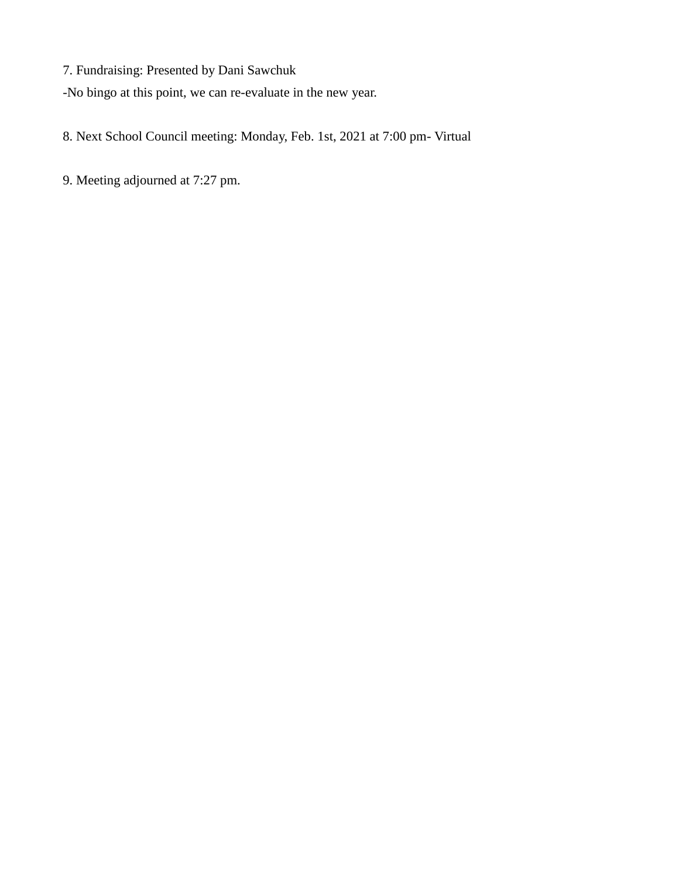7. Fundraising: Presented by Dani Sawchuk

-No bingo at this point, we can re-evaluate in the new year.

8. Next School Council meeting: Monday, Feb. 1st, 2021 at 7:00 pm- Virtual

9. Meeting adjourned at 7:27 pm.